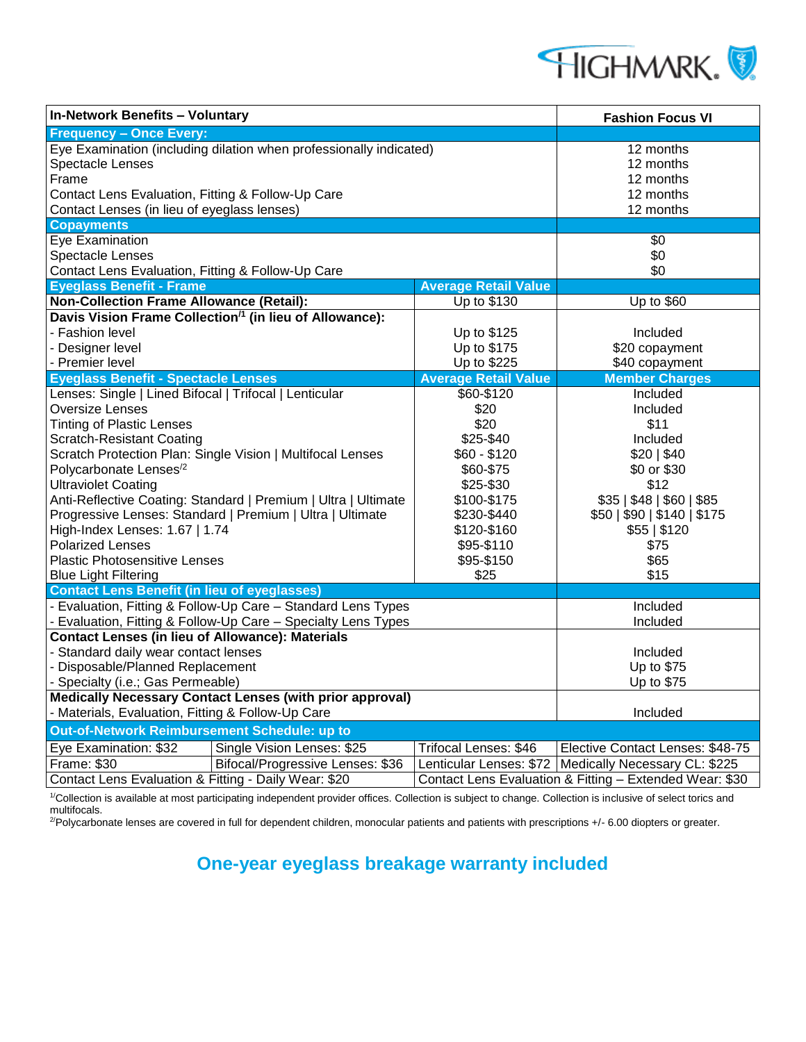| In-Network Benefits – Voluntary | | Fashion Focus VI |
|---|---|---|
| **Frequency – Once Every:** | | |
| Eye Examination (including dilation when professionally indicated) | | 12 months |
| Spectacle Lenses | | 12 months |
| Frame | | 12 months |
| Contact Lens Evaluation, Fitting & Follow-Up Care | | 12 months |
| Contact Lenses (in lieu of eyeglass lenses) | | 12 months |
| **Copayments** | | |
| Eye Examination | | $0 |
| Spectacle Lenses | | $0 |
| Contact Lens Evaluation, Fitting & Follow-Up Care | | $0 |
| **Eyeglass Benefit - Frame** | **Average Retail Value** | |
| **Non-Collection Frame Allowance (Retail):** | Up to $130 | Up to $60 |
| **Davis Vision Frame Collection[1] (in lieu of Allowance):** | | |
| - Fashion level | Up to $125 | Included |
| - Designer level | Up to $175 | $20 copayment |
| - Premier level | Up to $225 | $40 copayment |
| **Eyeglass Benefit - Spectacle Lenses** | **Average Retail Value** | **Member Charges** |
| Lenses: Single \| Lined Bifocal \| Trifocal \| Lenticular | $60-$120 | Included |
| Oversize Lenses | $20 | Included |
| Tinting of Plastic Lenses | $20 | $11 |
| Scratch-Resistant Coating | $25-$40 | Included |
| Scratch Protection Plan: Single Vision \| Multifocal Lenses | $60 - $120 | $20 \| $40 |
| Polycarbonate Lenses[2] | $60-$75 | $0 or $30 |
| Ultraviolet Coating | $25-$30 | $12 |
| Anti-Reflective Coating: Standard \| Premium \| Ultra \| Ultimate | $100-$175 | $35 \| $48 \| $60 \| $85 |
| Progressive Lenses: Standard \| Premium \| Ultra \| Ultimate | $230-$440 | $50 \| $90 \| $140 \| $175 |
| High-Index Lenses: 1.67 \| 1.74 | $120-$160 | $55 \| $120 |
| Polarized Lenses | $95-$110 | $75 |
| Plastic Photosensitive Lenses | $95-$150 | $65 |
| Blue Light Filtering | $25 | $15 |
| **Contact Lens Benefit (in lieu of eyeglasses)** | | |
| - Evaluation, Fitting & Follow-Up Care – Standard Lens Types | | Included |
| - Evaluation, Fitting & Follow-Up Care – Specialty Lens Types | | Included |
| **Contact Lenses (in lieu of Allowance): Materials** | | |
| - Standard daily wear contact lenses | | Included |
| - Disposable/Planned Replacement | | Up to $75 |
| - Specialty (i.e.; Gas Permeable) | | Up to $75 |
| **Medically Necessary Contact Lenses (with prior approval)** | | |
| - Materials, Evaluation, Fitting & Follow-Up Care | | Included |

| **Out-of-Network Reimbursement Schedule: up to** | | | |
|---|---|---|---|
| Eye Examination: $32 | Single Vision Lenses: $25 | Trifocal Lenses: $46 | Elective Contact Lenses: $48-75 |
| Frame: $30 | Bifocal/Progressive Lenses: $36 | Lenticular Lenses: $72 | Medically Necessary CL: $225 |
| Contact Lens Evaluation & Fitting - Daily Wear: $20 | | Contact Lens Evaluation & Fitting – Extended Wear: $30 | |

[1]Collection is available at most participating independent provider offices. Collection is subject to change. Collection is inclusive of select torics and multifocals.

[2]Polycarbonate lenses are covered in full for dependent children, monocular patients and patients with prescriptions +/- 6.00 diopters or greater.

## One-year eyeglass breakage warranty included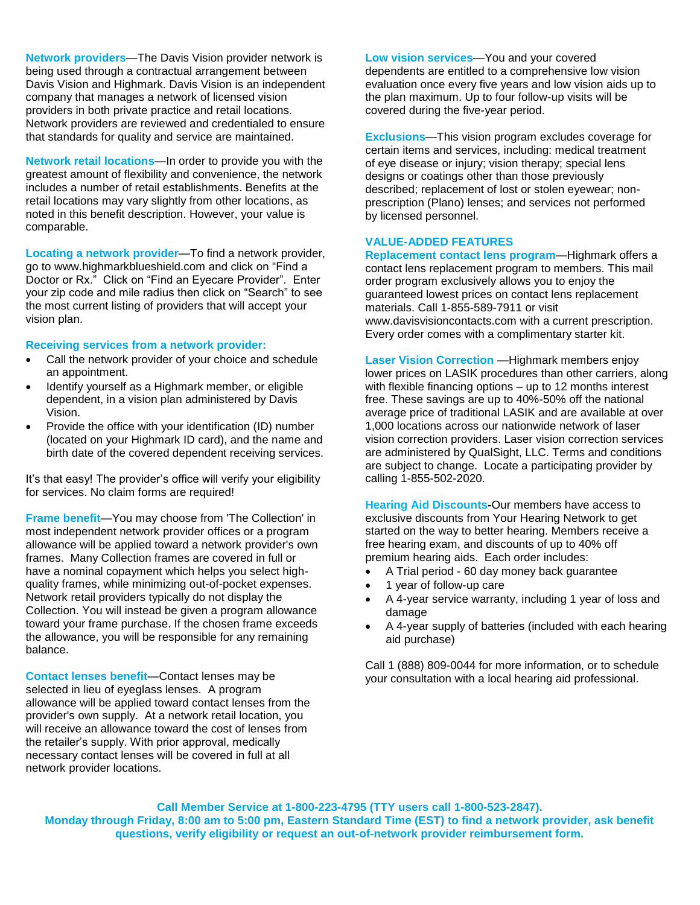**Network providers**—The Davis Vision provider network is being used through a contractual arrangement between Davis Vision and Highmark. Davis Vision is an independent company that manages a network of licensed vision providers in both private practice and retail locations. Network providers are reviewed and credentialed to ensure that standards for quality and service are maintained.

**Network retail locations**—In order to provide you with the greatest amount of flexibility and convenience, the network includes a number of retail establishments. Benefits at the retail locations may vary slightly from other locations, as noted in this benefit description. However, your value is comparable.

**Locating a network provider**—To find a network provider, go to www.highmarkblueshield.com and click on "Find a Doctor or Rx." Click on "Find an Eyecare Provider". Enter your zip code and mile radius then click on "Search" to see the most current listing of providers that will accept your vision plan.

**Receiving services from a network provider:**

- Call the network provider of your choice and schedule an appointment.
- Identify yourself as a Highmark member, or eligible dependent, in a vision plan administered by Davis Vision.
- Provide the office with your identification (ID) number (located on your Highmark ID card), and the name and birth date of the covered dependent receiving services.

It's that easy! The provider's office will verify your eligibility for services. No claim forms are required!

**Frame benefit**—You may choose from 'The Collection' in most independent network provider offices or a program allowance will be applied toward a network provider's own frames. Many Collection frames are covered in full or have a nominal copayment which helps you select high-quality frames, while minimizing out-of-pocket expenses. Network retail providers typically do not display the Collection. You will instead be given a program allowance toward your frame purchase. If the chosen frame exceeds the allowance, you will be responsible for any remaining balance.

**Contact lenses benefit**—Contact lenses may be selected in lieu of eyeglass lenses. A program allowance will be applied toward contact lenses from the provider's own supply. At a network retail location, you will receive an allowance toward the cost of lenses from the retailer's supply. With prior approval, medically necessary contact lenses will be covered in full at all network provider locations.

**Low vision services**—You and your covered dependents are entitled to a comprehensive low vision evaluation once every five years and low vision aids up to the plan maximum. Up to four follow-up visits will be covered during the five-year period.

**Exclusions**—This vision program excludes coverage for certain items and services, including: medical treatment of eye disease or injury; vision therapy; special lens designs or coatings other than those previously described; replacement of lost or stolen eyewear; non-prescription (Plano) lenses; and services not performed by licensed personnel.

## VALUE-ADDED FEATURES

**Replacement contact lens program**—Highmark offers a contact lens replacement program to members. This mail order program exclusively allows you to enjoy the guaranteed lowest prices on contact lens replacement materials. Call 1-855-589-7911 or visit www.davisvisioncontacts.com with a current prescription. Every order comes with a complimentary starter kit.

**Laser Vision Correction** —Highmark members enjoy lower prices on LASIK procedures than other carriers, along with flexible financing options – up to 12 months interest free. These savings are up to 40%-50% off the national average price of traditional LASIK and are available at over 1,000 locations across our nationwide network of laser vision correction providers. Laser vision correction services are administered by QualSight, LLC. Terms and conditions are subject to change. Locate a participating provider by calling 1-855-502-2020.

**Hearing Aid Discounts-**Our members have access to exclusive discounts from Your Hearing Network to get started on the way to better hearing. Members receive a free hearing exam, and discounts of up to 40% off premium hearing aids. Each order includes:

- A Trial period - 60 day money back guarantee
- 1 year of follow-up care
- A 4-year service warranty, including 1 year of loss and damage
- A 4-year supply of batteries (included with each hearing aid purchase)

Call 1 (888) 809-0044 for more information, or to schedule your consultation with a local hearing aid professional.

**Call Member Service at 1-800-223-4795 (TTY users call 1-800-523-2847).**
**Monday through Friday, 8:00 am to 5:00 pm, Eastern Standard Time (EST) to find a network provider, ask benefit questions, verify eligibility or request an out-of-network provider reimbursement form.**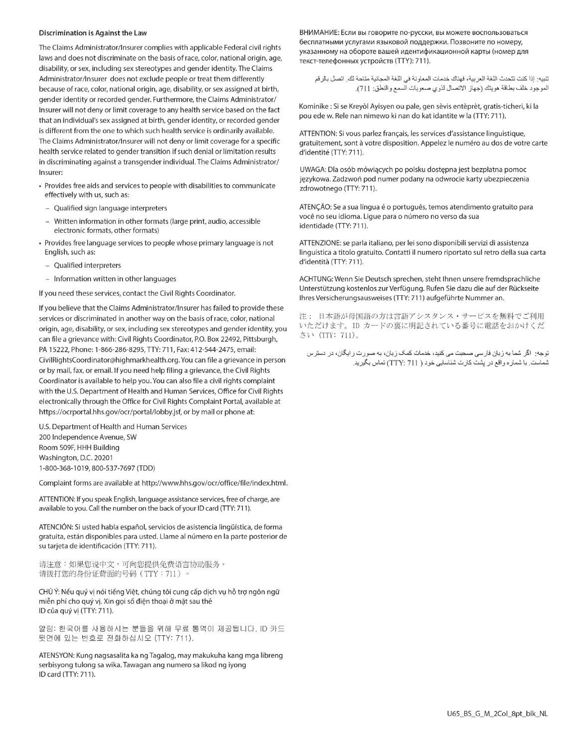## Discrimination is Against the Law

The Claims Administrator/Insurer complies with applicable Federal civil rights laws and does not discriminate on the basis of race, color, national origin, age, disability, or sex, including sex stereotypes and gender identity. The Claims Administrator/Insurer does not exclude people or treat them differently because of race, color, national origin, age, disability, or sex assigned at birth, gender identity or recorded gender. Furthermore, the Claims Administrator/Insurer will not deny or limit coverage to any health service based on the fact that an individual's sex assigned at birth, gender identity, or recorded gender is different from the one to which such health service is ordinarily available. The Claims Administrator/Insurer will not deny or limit coverage for a specific health service related to gender transition if such denial or limitation results in discriminating against a transgender individual. The Claims Administrator/Insurer:

- Provides free aids and services to people with disabilities to communicate effectively with us, such as:
  - Qualified sign language interpreters
  - Written information in other formats (large print, audio, accessible electronic formats, other formats)
- Provides free language services to people whose primary language is not English, such as:
  - Qualified interpreters
  - Information written in other languages

If you need these services, contact the Civil Rights Coordinator.

If you believe that the Claims Administrator/Insurer has failed to provide these services or discriminated in another way on the basis of race, color, national origin, age, disability, or sex, including sex stereotypes and gender identity, you can file a grievance with: Civil Rights Coordinator, P.O. Box 22492, Pittsburgh, PA 15222, Phone: 1-866-286-8295, TTY: 711, Fax: 412-544-2475, email: CivilRightsCoordinator@highmarkhealth.org. You can file a grievance in person or by mail, fax, or email. If you need help filing a grievance, the Civil Rights Coordinator is available to help you. You can also file a civil rights complaint with the U.S. Department of Health and Human Services, Office for Civil Rights electronically through the Office for Civil Rights Complaint Portal, available at https://ocrportal.hhs.gov/ocr/portal/lobby.jsf, or by mail or phone at:

U.S. Department of Health and Human Services
200 Independence Avenue, SW
Room 509F, HHH Building
Washington, D.C. 20201
1-800-368-1019, 800-537-7697 (TDD)

Complaint forms are available at http://www.hhs.gov/ocr/office/file/index.html.

ATTENTION: If you speak English, language assistance services, free of charge, are available to you. Call the number on the back of your ID card (TTY: 711).

ATENCIÓN: Si usted habla español, servicios de asistencia lingüística, de forma gratuita, están disponibles para usted. Llame al número en la parte posterior de su tarjeta de identificación (TTY: 711).

请注意：如果您说中文，可向您提供免费语言协助服务。
请拨打您的身份证背面的号码（TTY：711）。

CHÚ Ý: Nếu quý vị nói tiếng Việt, chúng tôi cung cấp dịch vụ hỗ trợ ngôn ngữ miễn phí cho quý vị. Xin gọi số điện thoại ở mặt sau thẻ ID của quý vị (TTY: 711).

알림: 한국어를 사용하시는 분들을 위해 무료 통역이 제공됩니다. ID 카드 뒷면에 있는 번호로 전화하십시오 (TTY: 711).

ATENSYON: Kung nagsasalita ka ng Tagalog, may makukuha kang mga libreng serbisyong tulong sa wika. Tawagan ang numero sa likod ng iyong ID card (TTY: 711).

ВНИМАНИЕ: Если вы говорите по-русски, вы можете воспользоваться бесплатными услугами языковой поддержки. Позвоните по номеру, указанному на обороте вашей идентификационной карты (номер для текст-телефонных устройств (TTY): 711).

تنبيه: إذا كنت تتحدث اللغة العربية، فهناك خدمات المعاونة في اللغة المجانية متاحة لك. اتصل بالرقم الموجود خلف بطاقة هويتك (جهاز الاتصال لذوي صعوبات السمع والنطق: 711).

Kominike : Si se Kreyòl Ayisyen ou pale, gen sèvis entèprèt, gratis-ticheri, ki la pou ede w. Rele nan nimewo ki nan do kat idantite w la (TTY: 711).

ATTENTION: Si vous parlez français, les services d'assistance linguistique, gratuitement, sont à votre disposition. Appelez le numéro au dos de votre carte d'identité (TTY: 711).

UWAGA: Dla osób mówiących po polsku dostępna jest bezpłatna pomoc językowa. Zadzwoń pod numer podany na odwrocie karty ubezpieczenia zdrowotnego (TTY: 711).

ATENÇÃO: Se a sua língua é o português, temos atendimento gratuito para você no seu idioma. Ligue para o número no verso da sua identidade (TTY: 711).

ATTENZIONE: se parla italiano, per lei sono disponibili servizi di assistenza linguistica a titolo gratuito. Contatti il numero riportato sul retro della sua carta d'identità (TTY: 711).

ACHTUNG: Wenn Sie Deutsch sprechen, steht Ihnen unsere fremdsprachliche Unterstützung kostenlos zur Verfügung. Rufen Sie dazu die auf der Rückseite Ihres Versicherungsausweises (TTY: 711) aufgeführte Nummer an.

注： 日本語が母国語の方は言語アシスタンス・サービスを無料でご利用いただけます。ID カードの裏に明記されている番号に電話をおかけください（TTY: 711）。

توجه: اگر شما به زبان فارسی صحبت می کنید، خدمات کمک زبانی، به صورت رایگان، در دسترس شماست. با شماره واقع در پشت کارت شناسایی خود (TTY: 711 ) تماس بگیرید.

U65_BS_G_M_2Col_8pt_blk_NL